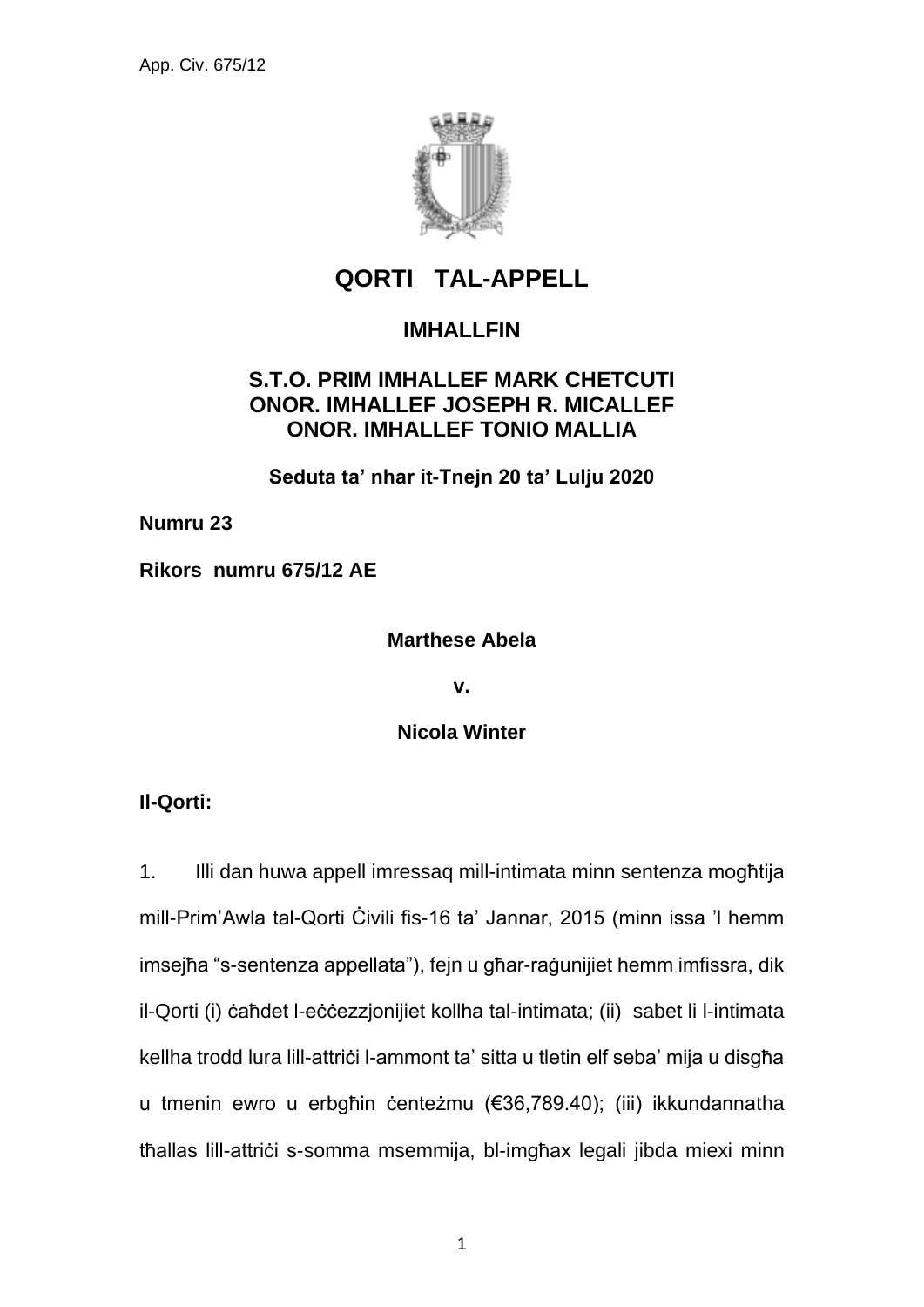# QORTI TAL-APPELL

## IMHALLFIN

### S.T.O. PRIM IMHALLEF MARK CHETCUTI
### ONOR. IMHALLEF JOSEPH R. MICALLEF
### ONOR. IMHALLEF TONIO MALLIA

**Seduta ta' nhar it-Tnejn 20 ta' Lulju 2020**

**Numru 23**

**Rikors numru 675/12 AE**

**Marthese Abela**

**v.**

**Nicola Winter**

**Il-Qorti:**

1. Illi dan huwa appell imressaq mill-intimata minn sentenza mogħtija mill-Prim'Awla tal-Qorti Ċivili fis-16 ta' Jannar, 2015 (minn issa 'l hemm imsejħa "s-sentenza appellata"), fejn u għar-raġunijiet hemm imfissra, dik il-Qorti (i) ċaħdet l-eċċezzjonijiet kollha tal-intimata; (ii) sabet li l-intimata kellha trodd lura lill-attriċi l-ammont ta' sitta u tletin elf seba' mija u disgħa u tmenin ewro u erbgħin ċenteżmu (€36,789.40); (iii) ikkundannatha tħallas lill-attriċi s-somma msemmija, bl-imgħax legali jibda miexi minn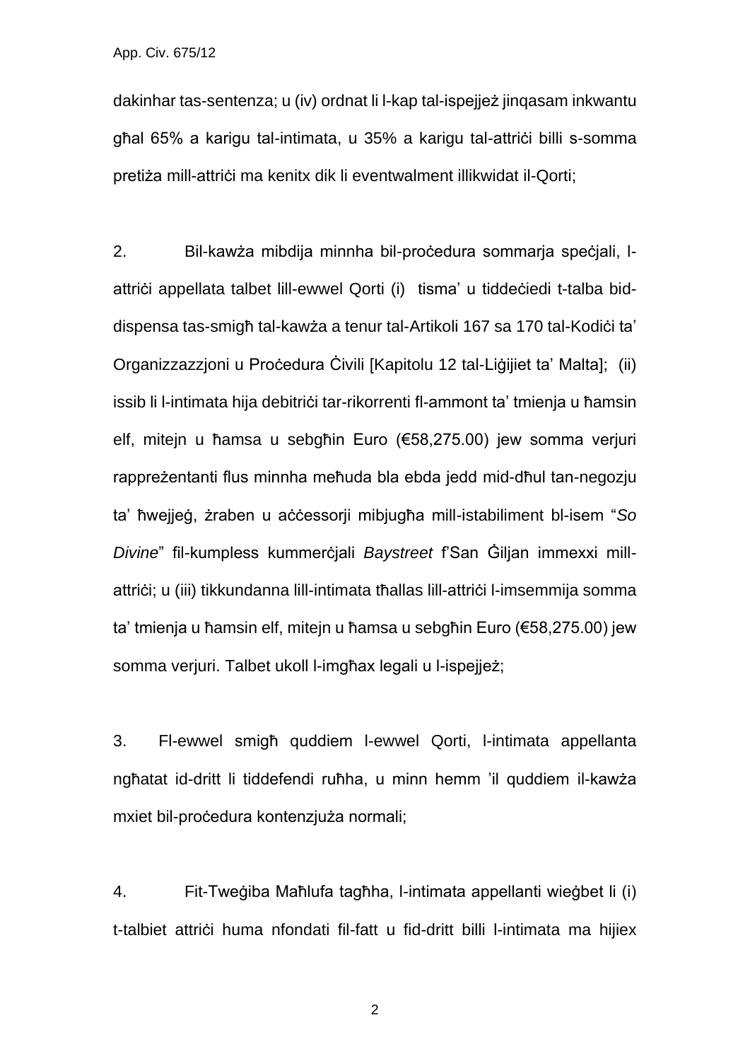dakinhar tas-sentenza; u (iv) ordnat li l-kap tal-ispejjeż jinqasam inkwantu għal 65% a karigu tal-intimata, u 35% a karigu tal-attriċi billi s-somma pretiża mill-attriċi ma kenitx dik li eventwalment illikwidat il-Qorti;

2. Bil-kawża mibdija minnha bil-proċedura sommarja speċjali, l-attriċi appellata talbet lill-ewwel Qorti (i) tisma' u tiddeċiedi t-talba bid-dispensa tas-smigħ tal-kawża a tenur tal-Artikoli 167 sa 170 tal-Kodiċi ta' Organizzazzjoni u Proċedura Ċivili [Kapitolu 12 tal-Liġijiet ta' Malta]; (ii) issib li l-intimata hija debitriċi tar-rikorrenti fl-ammont ta' tmienja u ħamsin elf, mitejn u ħamsa u sebgħin Euro (€58,275.00) jew somma verjuri rappreżentanti flus minnha meħuda bla ebda jedd mid-dħul tan-negozju ta' ħwejjeġ, żraben u aċċessorji mibjugħa mill-istabiliment bl-isem "*So Divine*" fil-kumpless kummerċjali *Baystreet* f'San Ġiljan immexxi mill-attriċi; u (iii) tikkundanna lill-intimata tħallas lill-attriċi l-imsemmija somma ta' tmienja u ħamsin elf, mitejn u ħamsa u sebgħin Euro (€58,275.00) jew somma verjuri. Talbet ukoll l-imgħax legali u l-ispejjeż;

3. Fl-ewwel smigħ quddiem l-ewwel Qorti, l-intimata appellanta ngħatat id-dritt li tiddefendi ruħha, u minn hemm 'il quddiem il-kawża mxiet bil-proċedura kontenzjuża normali;

4. Fit-Tweġiba Maħlufa tagħha, l-intimata appellanti wieġbet li (i) t-talbiet attriċi huma nfondati fil-fatt u fid-dritt billi l-intimata ma hijiex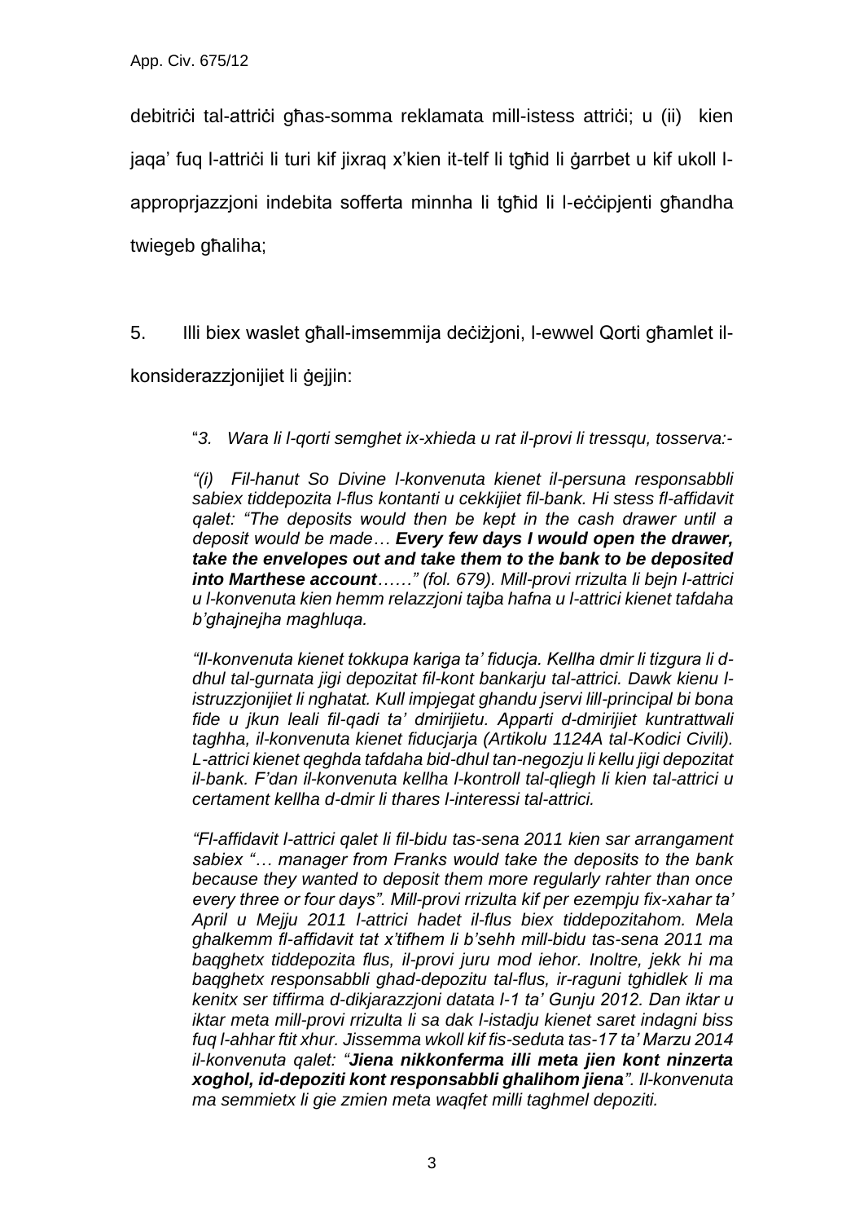debitriċi tal-attriċi għas-somma reklamata mill-istess attriċi; u (ii) kien jaqa' fuq l-attriċi li turi kif jixraq x'kien it-telf li tgħid li ġarrbet u kif ukoll l-approprjazzjoni indebita sofferta minnha li tgħid li l-eċċipjenti għandha twiegeb għaliha;

5. Illi biex waslet għall-imsemmija deċiżjoni, l-ewwel Qorti għamlet il-konsiderazzjonijiet li ġejjin:

> "*3. Wara li l-qorti semghet ix-xhieda u rat il-provi li tressqu, tosserva:-*
>
> *"(i) Fil-hanut So Divine l-konvenuta kienet il-persuna responsabbli sabiex tiddepozita l-flus kontanti u cekkijiet fil-bank. Hi stess fl-affidavit qalet: "The deposits would then be kept in the cash drawer until a deposit would be made… **Every few days I would open the drawer, take the envelopes out and take them to the bank to be deposited into Marthese account**……" (fol. 679). Mill-provi rrizulta li bejn l-attrici u l-konvenuta kien hemm relazzjoni tajba hafna u l-attrici kienet tafdaha b'ghajnejha maghluqa.*
>
> *"Il-konvenuta kienet tokkupa kariga ta' fiducja. Kellha dmir li tizgura li d-dhul tal-gurnata jigi depozitat fil-kont bankarju tal-attrici. Dawk kienu l-istruzzjonijiet li nghatat. Kull impjegat ghandu jservi lill-principal bi bona fide u jkun leali fil-qadi ta' dmirijietu. Apparti d-dmirijiet kuntrattwali taghha, il-konvenuta kienet fiducjarja (Artikolu 1124A tal-Kodici Civili). L-attrici kienet qeghda tafdaha bid-dhul tan-negozju li kellu jigi depozitat il-bank. F'dan il-konvenuta kellha l-kontroll tal-qliegh li kien tal-attrici u certament kellha d-dmir li thares l-interessi tal-attrici.*
>
> *"Fl-affidavit l-attrici qalet li fil-bidu tas-sena 2011 kien sar arrangament sabiex "… manager from Franks would take the deposits to the bank because they wanted to deposit them more regularly rahter than once every three or four days". Mill-provi rrizulta kif per ezempju fix-xahar ta' April u Mejju 2011 l-attrici hadet il-flus biex tiddepozitahom. Mela ghalkemm fl-affidavit tat x'tifhem li b'sehh mill-bidu tas-sena 2011 ma baqghetx tiddepozita flus, il-provi juru mod iehor. Inoltre, jekk hi ma baqghetx responsabbli ghad-depozitu tal-flus, ir-raguni tghidlek li ma kenitx ser tiffirma d-dikjarazzjoni datata l-1 ta' Gunju 2012. Dan iktar u iktar meta mill-provi rrizulta li sa dak l-istadju kienet saret indagni biss fuq l-ahhar ftit xhur. Jissemma wkoll kif fis-seduta tas-17 ta' Marzu 2014 il-konvenuta qalet: "**Jiena nikkonferma illi meta jien kont ninzerta xoghol, id-depoziti kont responsabbli ghalihom jiena**". Il-konvenuta ma semmietx li gie zmien meta waqfet milli taghmel depoziti.*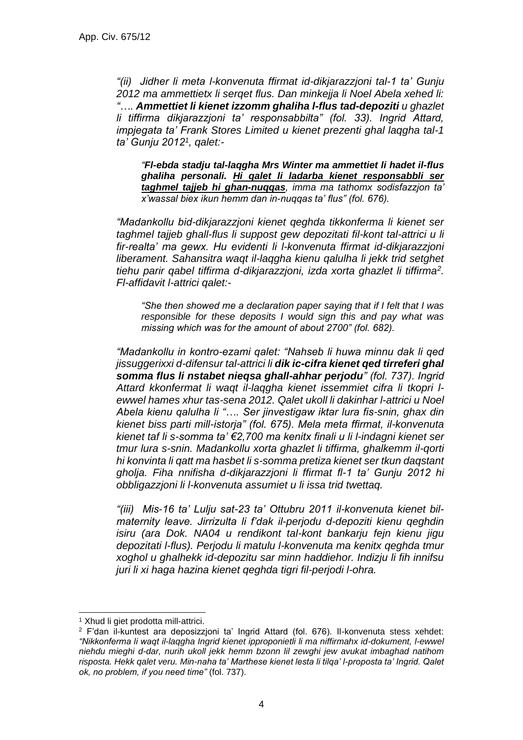*"(ii) Jidher li meta l-konvenuta ffirmat id-dikjarazzjoni tal-1 ta' Gunju 2012 ma ammettietx li serqet flus. Dan minkejja li Noel Abela xehed li: "…. **Ammettiet li kienet izzomm ghaliha l-flus tad-depoziti** u ghazlet li tiffirma dikjarazzjoni ta' responsabbilta" (fol. 33). Ingrid Attard, impjegata ta' Frank Stores Limited u kienet prezenti ghal laqgha tal-1 ta' Gunju 2012[1], qalet:-*

> *"**Fl-ebda stadju tal-laqgha Mrs Winter ma ammettiet li hadet il-flus ghaliha personali. <u>Hi qalet li ladarba kienet responsabbli ser taghmel tajjeb hi ghan-nuqqas</u>**, imma ma tathomx sodisfazzjon ta' x'wassal biex ikun hemm dan in-nuqqas ta' flus" (fol. 676).*

*"Madankollu bid-dikjarazzjoni kienet qeghda tikkonferma li kienet ser taghmel tajjeb ghall-flus li suppost gew depozitati fil-kont tal-attrici u li fir-realta' ma gewx. Hu evidenti li l-konvenuta ffirmat id-dikjarazzjoni liberament. Sahansitra waqt il-laqgha kienu qalulha li jekk trid setghet tiehu parir qabel tiffirma d-dikjarazzjoni, izda xorta ghazlet li tiffirma[2]. Fl-affidavit l-attrici qalet:-*

> *"She then showed me a declaration paper saying that if I felt that I was responsible for these deposits I would sign this and pay what was missing which was for the amount of about 2700" (fol. 682).*

*"Madankollu in kontro-ezami qalet: "Nahseb li huwa minnu dak li qed jissuggerixxi d-difensur tal-attrici li **dik ic-cifra kienet qed tirreferi ghal somma flus li nstabet nieqsa ghall-ahhar perjodu**" (fol. 737). Ingrid Attard kkonfermat li waqt il-laqgha kienet issemmiet cifra li tkopri l-ewwel hames xhur tas-sena 2012. Qalet ukoll li dakinhar l-attrici u Noel Abela kienu qalulha li "…. Ser jinvestigaw iktar lura fis-snin, ghax din kienet biss parti mill-istorja" (fol. 675). Mela meta ffirmat, il-konvenuta kienet taf li s-somma ta' €2,700 ma kenitx finali u li l-indagni kienet ser tmur lura s-snin. Madankollu xorta ghazlet li tiffirma, ghalkemm il-qorti hi konvinta li qatt ma hasbet li s-somma pretiza kienet ser tkun daqstant gholja. Fiha nnifisha d-dikjarazzjoni li ffirmat fl-1 ta' Gunju 2012 hi obbligazzjoni li l-konvenuta assumiet u li issa trid twettaq.*

*"(iii) Mis-16 ta' Lulju sat-23 ta' Ottubru 2011 il-konvenuta kienet bil-maternity leave. Jirrizulta li f'dak il-perjodu d-depoziti kienu qeghdin isiru (ara Dok. NA04 u rendikont tal-kont bankarju fejn kienu jigu depozitati l-flus). Perjodu li matulu l-konvenuta ma kenitx qeghda tmur xoghol u ghalhekk id-depozitu sar minn haddiehor. Indizju li fih innifsu juri li xi haga hazina kienet qeghda tigri fil-perjodi l-ohra.*

---

[1] Xhud li giet prodotta mill-attrici.

[2] F'dan il-kuntest ara deposizzjoni ta' Ingrid Attard (fol. 676). Il-konvenuta stess xehdet: *"Nikkonferma li waqt il-laqgha Ingrid kienet ipproponietli li ma niffirmahx id-dokument, l-ewwel niehdu mieghi d-dar, nurih ukoll jekk hemm bzonn lil zewghi jew avukat imbaghad natihom risposta. Hekk qalet veru. Min-naha ta' Marthese kienet lesta li tilqa' l-proposta ta' Ingrid. Qalet ok, no problem, if you need time"* (fol. 737).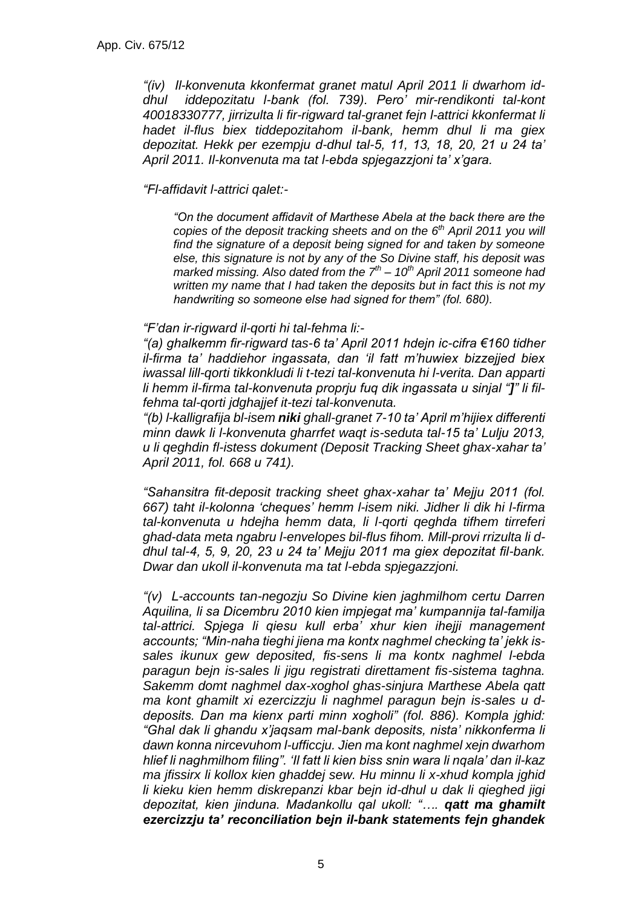*"(iv) Il-konvenuta kkonfermat granet matul April 2011 li dwarhom id-dhul iddepozitatu l-bank (fol. 739). Pero' mir-rendikonti tal-kont 40018330777, jirrizulta li fir-rigward tal-granet fejn l-attrici kkonfermat li hadet il-flus biex tiddepozitahom il-bank, hemm dhul li ma giex depozitat. Hekk per ezempju d-dhul tal-5, 11, 13, 18, 20, 21 u 24 ta' April 2011. Il-konvenuta ma tat l-ebda spjegazzjoni ta' x'gara.*

*"Fl-affidavit l-attrici qalet:-*

> *"On the document affidavit of Marthese Abela at the back there are the copies of the deposit tracking sheets and on the 6th April 2011 you will find the signature of a deposit being signed for and taken by someone else, this signature is not by any of the So Divine staff, his deposit was marked missing. Also dated from the 7th – 10th April 2011 someone had written my name that I had taken the deposits but in fact this is not my handwriting so someone else had signed for them" (fol. 680).*

*"F'dan ir-rigward il-qorti hi tal-fehma li:-*

*"(a) ghalkemm fir-rigward tas-6 ta' April 2011 hdejn ic-cifra €160 tidher il-firma ta' haddiehor ingassata, dan 'il fatt m'huwiex bizzejjed biex iwassal lill-qorti tikkonkludi li t-tezi tal-konvenuta hi l-verita. Dan apparti li hemm il-firma tal-konvenuta proprju fuq dik ingassata u sinjal "**]**" li fil-fehma tal-qorti jdghajjef it-tezi tal-konvenuta.*

*"(b) l-kalligrafija bl-isem **niki** ghall-granet 7-10 ta' April m'hijiex differenti minn dawk li l-konvenuta gharrfet waqt is-seduta tal-15 ta' Lulju 2013, u li qeghdin fl-istess dokument (Deposit Tracking Sheet ghax-xahar ta' April 2011, fol. 668 u 741).*

*"Sahansitra fit-deposit tracking sheet ghax-xahar ta' Mejju 2011 (fol. 667) taht il-kolonna 'cheques' hemm l-isem niki. Jidher li dik hi l-firma tal-konvenuta u hdejha hemm data, li l-qorti qeghda tifhem tirreferi ghad-data meta ngabru l-envelopes bil-flus fihom. Mill-provi rrizulta li d-dhul tal-4, 5, 9, 20, 23 u 24 ta' Mejju 2011 ma giex depozitat fil-bank. Dwar dan ukoll il-konvenuta ma tat l-ebda spjegazzjoni.*

*"(v) L-accounts tan-negozju So Divine kien jaghmilhom certu Darren Aquilina, li sa Dicembru 2010 kien impjegat ma' kumpannija tal-familja tal-attrici. Spjega li qiesu kull erba' xhur kien ihejji management accounts; "Min-naha tieghi jiena ma kontx naghmel checking ta' jekk is-sales ikunux gew deposited, fis-sens li ma kontx naghmel l-ebda paragun bejn is-sales li jigu registrati direttament fis-sistema taghna. Sakemm domt naghmel dax-xoghol ghas-sinjura Marthese Abela qatt ma kont ghamilt xi ezercizzju li naghmel paragun bejn is-sales u d-deposits. Dan ma kienx parti minn xogholi" (fol. 886). Kompla jghid: "Ghal dak li ghandu x'jaqsam mal-bank deposits, nista' nikkonferma li dawn konna nircevuhom l-ufficcju. Jien ma kont naghmel xejn dwarhom hlief li naghmilhom filing". 'Il fatt li kien biss snin wara li nqala' dan il-kaz ma jfissirx li kollox kien ghaddej sew. Hu minnu li x-xhud kompla jghid li kieku kien hemm diskrepanzi kbar bejn id-dhul u dak li qieghed jigi depozitat, kien jinduna. Madankollu qal ukoll: "…. **qatt ma ghamilt ezercizzju ta' reconciliation bejn il-bank statements fejn ghandek***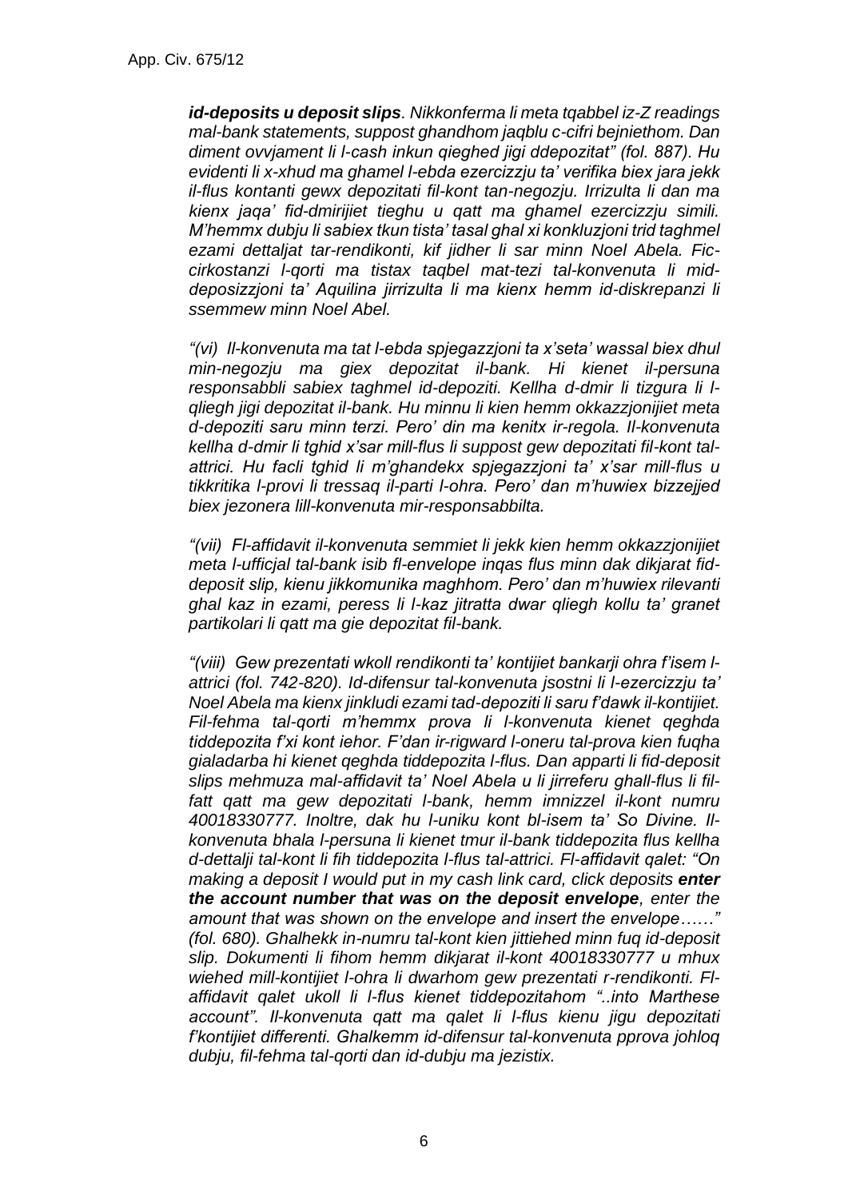***id-deposits u deposit slips**. Nikkonferma li meta tqabbel iz-Z readings mal-bank statements, suppost ghandhom jaqblu c-cifri bejniethom. Dan diment ovvjament li l-cash inkun qieghed jigi ddepozitat" (fol. 887). Hu evidenti li x-xhud ma ghamel l-ebda ezercizzju ta' verifika biex jara jekk il-flus kontanti gewx depozitati fil-kont tan-negozju. Irrizulta li dan ma kienx jaqa' fid-dmirijiet tieghu u qatt ma ghamel ezercizzju simili. M'hemmx dubju li sabiex tkun tista' tasal ghal xi konkluzjoni trid taghmel ezami dettaljat tar-rendikonti, kif jidher li sar minn Noel Abela. Fic-cirkostanzi l-qorti ma tistax taqbel mat-tezi tal-konvenuta li mid-deposizzjoni ta' Aquilina jirrizulta li ma kienx hemm id-diskrepanzi li ssemmew minn Noel Abel.*

*"(vi) Il-konvenuta ma tat l-ebda spjegazzjoni ta x'seta' wassal biex dhul min-negozju ma giex depozitat il-bank. Hi kienet il-persuna responsabbli sabiex taghmel id-depoziti. Kellha d-dmir li tizgura li l-qliegh jigi depozitat il-bank. Hu minnu li kien hemm okkazzjonijiet meta d-depoziti saru minn terzi. Pero' din ma kenitx ir-regola. Il-konvenuta kellha d-dmir li tghid x'sar mill-flus li suppost gew depozitati fil-kont tal-attrici. Hu facli tghid li m'ghandekx spjegazzjoni ta' x'sar mill-flus u tikkritika l-provi li tressaq il-parti l-ohra. Pero' dan m'huwiex bizzejjed biex jezonera lill-konvenuta mir-responsabbilta.*

*"(vii) Fl-affidavit il-konvenuta semmiet li jekk kien hemm okkazzjonijiet meta l-ufficjal tal-bank isib fl-envelope inqas flus minn dak dikjarat fid-deposit slip, kienu jikkomunika maghhom. Pero' dan m'huwiex rilevanti ghal kaz in ezami, peress li l-kaz jitratta dwar qliegh kollu ta' granet partikolari li qatt ma gie depozitat fil-bank.*

*"(viii) Gew prezentati wkoll rendikonti ta' kontijiet bankarji ohra f'isem l-attrici (fol. 742-820). Id-difensur tal-konvenuta jsostni li l-ezercizzju ta' Noel Abela ma kienx jinkludi ezami tad-depoziti li saru f'dawk il-kontijiet. Fil-fehma tal-qorti m'hemmx prova li l-konvenuta kienet qeghda tiddepozita f'xi kont iehor. F'dan ir-rigward l-oneru tal-prova kien fuqha gialadarba hi kienet qeghda tiddepozita l-flus. Dan apparti li fid-deposit slips mehmuza mal-affidavit ta' Noel Abela u li jirreferu ghall-flus li fil-fatt qatt ma gew depozitati l-bank, hemm imnizzel il-kont numru 40018330777. Inoltre, dak hu l-uniku kont bl-isem ta' So Divine. Il-konvenuta bhala l-persuna li kienet tmur il-bank tiddepozita flus kellha d-dettalji tal-kont li fih tiddepozita l-flus tal-attrici. Fl-affidavit qalet: "On making a deposit I would put in my cash link card, click deposits **enter the account number that was on the deposit envelope**, enter the amount that was shown on the envelope and insert the envelope……" (fol. 680). Ghalhekk in-numru tal-kont kien jittiehed minn fuq id-deposit slip. Dokumenti li fihom hemm dikjarat il-kont 40018330777 u mhux wiehed mill-kontijiet l-ohra li dwarhom gew prezentati r-rendikonti. Fl-affidavit qalet ukoll li l-flus kienet tiddepozitahom "..into Marthese account". Il-konvenuta qatt ma qalet li l-flus kienu jigu depozitati f'kontijiet differenti. Ghalkemm id-difensur tal-konvenuta pprova johloq dubju, fil-fehma tal-qorti dan id-dubju ma jezistix.*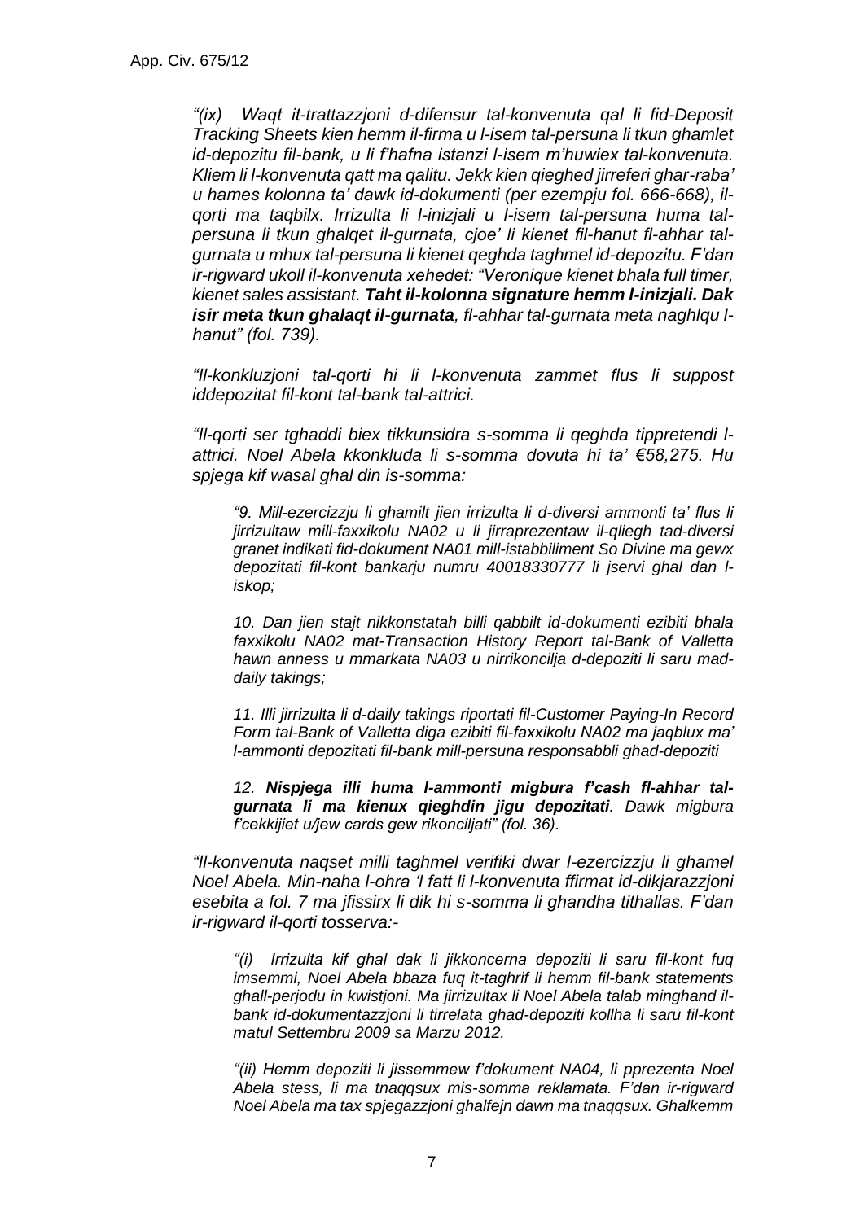*"(ix) Waqt it-trattazzjoni d-difensur tal-konvenuta qal li fid-Deposit Tracking Sheets kien hemm il-firma u l-isem tal-persuna li tkun ghamlet id-depozitu fil-bank, u li f'hafna istanzi l-isem m'huwiex tal-konvenuta. Kliem li l-konvenuta qatt ma qalitu. Jekk kien qieghed jirreferi ghar-raba' u hames kolonna ta' dawk id-dokumenti (per ezempju fol. 666-668), il-qorti ma taqbilx. Irrizulta li l-inizjali u l-isem tal-persuna huma tal-persuna li tkun ghalqet il-gurnata, cjoe' li kienet fil-hanut fl-ahhar tal-gurnata u mhux tal-persuna li kienet qeghda taghmel id-depozitu. F'dan ir-rigward ukoll il-konvenuta xehedet: "Veronique kienet bhala full timer, kienet sales assistant.* ***Taht il-kolonna signature hemm l-inizjali. Dak isir meta tkun ghalaqt il-gurnata****, fl-ahhar tal-gurnata meta naghlqu l-hanut" (fol. 739).*

*"Il-konkluzjoni tal-qorti hi li l-konvenuta zammet flus li suppost iddepozitat fil-kont tal-bank tal-attrici.*

*"Il-qorti ser tghaddi biex tikkunsidra s-somma li qeghda tippretendi l-attrici. Noel Abela kkonkluda li s-somma dovuta hi ta' €58,275. Hu spjega kif wasal ghal din is-somma:*

> *"9. Mill-ezercizzju li ghamilt jien irrizulta li d-diversi ammonti ta' flus li jirrizultaw mill-faxxikolu NA02 u li jirraprezentaw il-qliegh tad-diversi granet indikati fid-dokument NA01 mill-istabbiliment So Divine ma gewx depozitati fil-kont bankarju numru 40018330777 li jservi ghal dan l-iskop;*
>
> *10. Dan jien stajt nikkonstatah billi qabbilt id-dokumenti ezibiti bhala faxxikolu NA02 mat-Transaction History Report tal-Bank of Valletta hawn anness u mmarkata NA03 u nirrikoncilja d-depoziti li saru mad-daily takings;*
>
> *11. Illi jirrizulta li d-daily takings riportati fil-Customer Paying-In Record Form tal-Bank of Valletta diga ezibiti fil-faxxikolu NA02 ma jaqblux ma' l-ammonti depozitati fil-bank mill-persuna responsabbli ghad-depoziti*
>
> *12.* ***Nispjega illi huma l-ammonti migbura f'cash fl-ahhar tal-gurnata li ma kienux qieghdin jigu depozitati****. Dawk migbura f'cekkijiet u/jew cards gew rikonciljati" (fol. 36).*

*"Il-konvenuta naqset milli taghmel verifiki dwar l-ezercizzju li ghamel Noel Abela. Min-naha l-ohra 'l fatt li l-konvenuta ffirmat id-dikjarazzjoni esebita a fol. 7 ma jfissirx li dik hi s-somma li ghandha tithallas. F'dan ir-rigward il-qorti tosserva:-*

> *"(i) Irrizulta kif ghal dak li jikkoncerna depoziti li saru fil-kont fuq imsemmi, Noel Abela bbaza fuq it-taghrif li hemm fil-bank statements ghall-perjodu in kwistjoni. Ma jirrizultax li Noel Abela talab minghand il-bank id-dokumentazzjoni li tirrelata ghad-depoziti kollha li saru fil-kont matul Settembru 2009 sa Marzu 2012.*
>
> *"(ii) Hemm depoziti li jissemmew f'dokument NA04, li pprezenta Noel Abela stess, li ma tnaqqsux mis-somma reklamata. F'dan ir-rigward Noel Abela ma tax spjegazzjoni ghalfejn dawn ma tnaqqsux. Ghalkemm*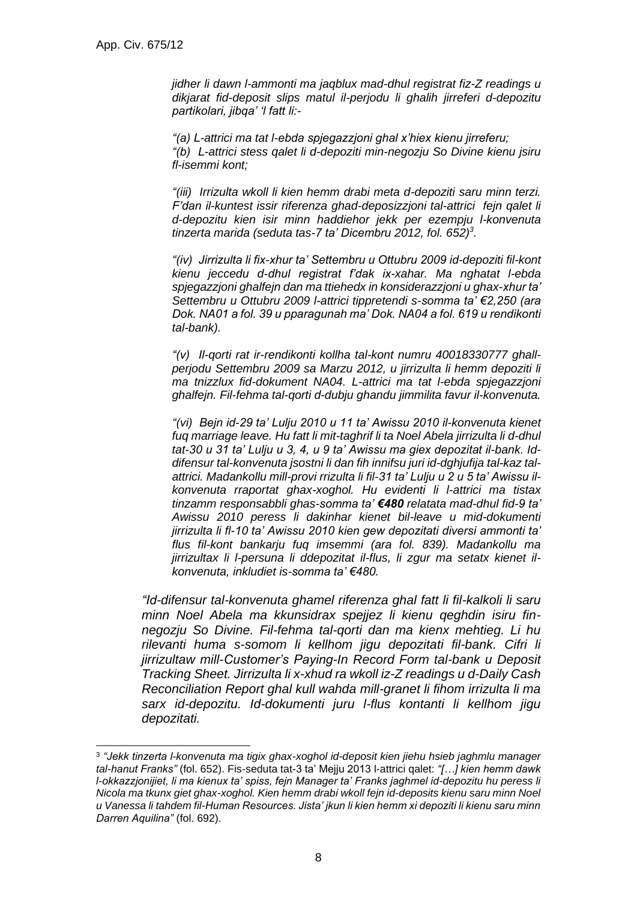*jidher li dawn l-ammonti ma jaqblux mad-dhul registrat fiz-Z readings u dikjarat fid-deposit slips matul il-perjodu li ghalih jirreferi d-depozitu partikolari, jibqa' 'l fatt li:-*

*"(a) L-attrici ma tat l-ebda spjegazzjoni ghal x'hiex kienu jirreferu;*
*"(b) L-attrici stess qalet li d-depoziti min-negozju So Divine kienu jsiru fl-isemmi kont;*

*"(iii) Irrizulta wkoll li kien hemm drabi meta d-depoziti saru minn terzi. F'dan il-kuntest issir riferenza ghad-deposizzjoni tal-attrici fejn qalet li d-depozitu kien isir minn haddiehor jekk per ezempju l-konvenuta tinzerta marida (seduta tas-7 ta' Dicembru 2012, fol. 652)*[3].

*"(iv) Jirrizulta li fix-xhur ta' Settembru u Ottubru 2009 id-depoziti fil-kont kienu jeccedu d-dhul registrat f'dak ix-xahar. Ma nghatat l-ebda spjegazzjoni ghalfejn dan ma ttiehedx in konsiderazzjoni u ghax-xhur ta' Settembru u Ottubru 2009 l-attrici tippretendi s-somma ta' €2,250 (ara Dok. NA01 a fol. 39 u pparagunah ma' Dok. NA04 a fol. 619 u rendikonti tal-bank).*

*"(v) Il-qorti rat ir-rendikonti kollha tal-kont numru 40018330777 ghall-perjodu Settembru 2009 sa Marzu 2012, u jirrizulta li hemm depoziti li ma tnizzlux fid-dokument NA04. L-attrici ma tat l-ebda spjegazzjoni ghalfejn. Fil-fehma tal-qorti d-dubju ghandu jimmilita favur il-konvenuta.*

*"(vi) Bejn id-29 ta' Lulju 2010 u 11 ta' Awissu 2010 il-konvenuta kienet fuq marriage leave. Hu fatt li mit-taghrif li ta Noel Abela jirrizulta li d-dhul tat-30 u 31 ta' Lulju u 3, 4, u 9 ta' Awissu ma giex depozitat il-bank. Id-difensur tal-konvenuta jsostni li dan fih innifsu juri id-dghjufija tal-kaz tal-attrici. Madankollu mill-provi rrizulta li fil-31 ta' Lulju u 2 u 5 ta' Awissu il-konvenuta rraportat ghax-xoghol. Hu evidenti li l-attrici ma tistax tinzamm responsabbli ghas-somma ta' **€480** relatata mad-dhul fid-9 ta' Awissu 2010 peress li dakinhar kienet bil-leave u mid-dokumenti jirrizulta li fl-10 ta' Awissu 2010 kien gew depozitati diversi ammonti ta' flus fil-kont bankarju fuq imsemmi (ara fol. 839). Madankollu ma jirrizultax li l-persuna li ddepozitat il-flus, li zgur ma setatx kienet il-konvenuta, inkludiet is-somma ta' €480.*

*"Id-difensur tal-konvenuta ghamel riferenza ghal fatt li fil-kalkoli li saru minn Noel Abela ma kkunsidrax spejjez li kienu qeghdin isiru fin-negozju So Divine. Fil-fehma tal-qorti dan ma kienx mehtieg. Li hu rilevanti huma s-somom li kellhom jigu depozitati fil-bank. Cifri li jirrizultaw mill-Customer's Paying-In Record Form tal-bank u Deposit Tracking Sheet. Jirrizulta li x-xhud ra wkoll iz-Z readings u d-Daily Cash Reconciliation Report ghal kull wahda mill-granet li fihom irrizulta li ma sarx id-depozitu. Id-dokumenti juru l-flus kontanti li kellhom jigu depozitati.*

---

[3] *"Jekk tinzerta l-konvenuta ma tigix ghax-xoghol id-deposit kien jiehu hsieb jaghmlu manager tal-hanut Franks"* (fol. 652). Fis-seduta tat-3 ta' Mejju 2013 l-attrici qalet: *"[…] kien hemm dawk l-okkazzjonijiet, li ma kienux ta' spiss, fejn Manager ta' Franks jaghmel id-depozitu hu peress li Nicola ma tkunx giet ghax-xoghol. Kien hemm drabi wkoll fejn id-deposits kienu saru minn Noel u Vanessa li tahdem fil-Human Resources. Jista' jkun li kien hemm xi depoziti li kienu saru minn Darren Aquilina"* (fol. 692).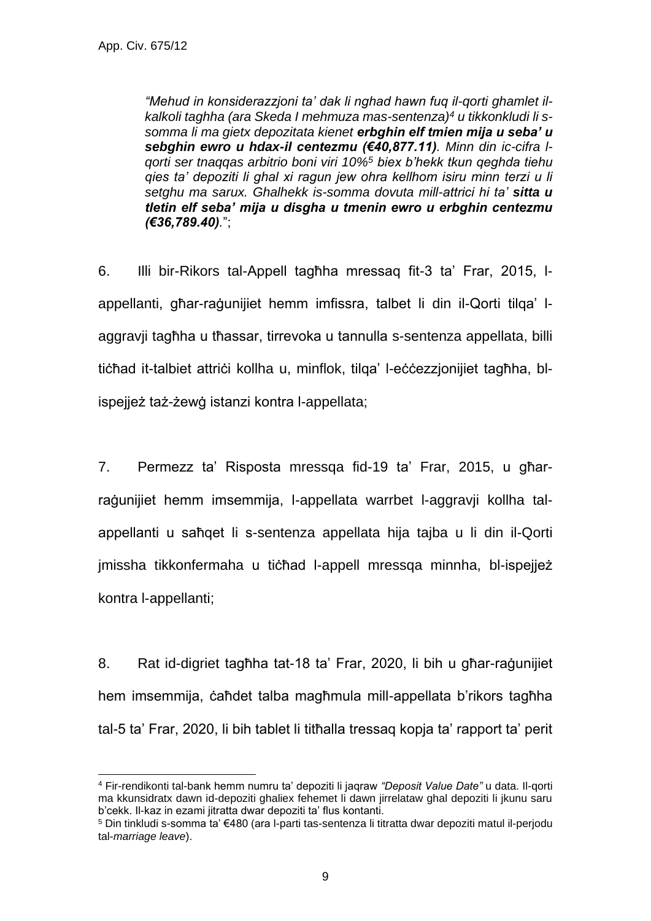> *"Mehud in konsiderazzjoni ta' dak li nghad hawn fuq il-qorti ghamlet il-kalkoli taghha (ara Skeda I mehmuza mas-sentenza)*[4] *u tikkonkludi li s-somma li ma gietx depozitata kienet* ***erbghin elf tmien mija u seba' u sebghin ewro u hdax-il centezmu (€40,877.11)****. Minn din ic-cifra l-qorti ser tnaqqas arbitrio boni viri 10%*[5] *biex b'hekk tkun qeghda tiehu qies ta' depoziti li ghal xi ragun jew ohra kellhom isiru minn terzi u li setghu ma sarux. Ghalhekk is-somma dovuta mill-attrici hi ta'* ***sitta u tletin elf seba' mija u disgha u tmenin ewro u erbghin centezmu (€36,789.40)****.*";

6. Illi bir-Rikors tal-Appell tagħha mressaq fit-3 ta' Frar, 2015, l-appellanti, għar-raġunijiet hemm imfissra, talbet li din il-Qorti tilqa' l-aggravji tagħha u tħassar, tirrevoka u tannulla s-sentenza appellata, billi tiċħad it-talbiet attriċi kollha u, minflok, tilqa' l-eċċezzjonijiet tagħha, bl-ispejjeż taż-żewġ istanzi kontra l-appellata;

7. Permezz ta' Risposta mressqa fid-19 ta' Frar, 2015, u għar-raġunijiet hemm imsemmija, l-appellata warrbet l-aggravji kollha tal-appellanti u saħqet li s-sentenza appellata hija tajba u li din il-Qorti jmissha tikkonfermaha u tiċħad l-appell mressqa minnha, bl-ispejjeż kontra l-appellanti;

8. Rat id-digriet tagħha tat-18 ta' Frar, 2020, li bih u għar-raġunijiet hem imsemmija, ċaħdet talba magħmula mill-appellata b'rikors tagħha tal-5 ta' Frar, 2020, li bih tablet li titħalla tressaq kopja ta' rapport ta' perit

---

[4] Fir-rendikonti tal-bank hemm numru ta' depoziti li jaqraw *"Deposit Value Date"* u data. Il-qorti ma kkunsidratx dawn id-depoziti ghaliex fehemet li dawn jirrelataw ghal depoziti li jkunu saru b'cekk. Il-kaz in ezami jitratta dwar depoziti ta' flus kontanti.

[5] Din tinkludi s-somma ta' €480 (ara l-parti tas-sentenza li titratta dwar depoziti matul il-perjodu tal-*marriage leave*).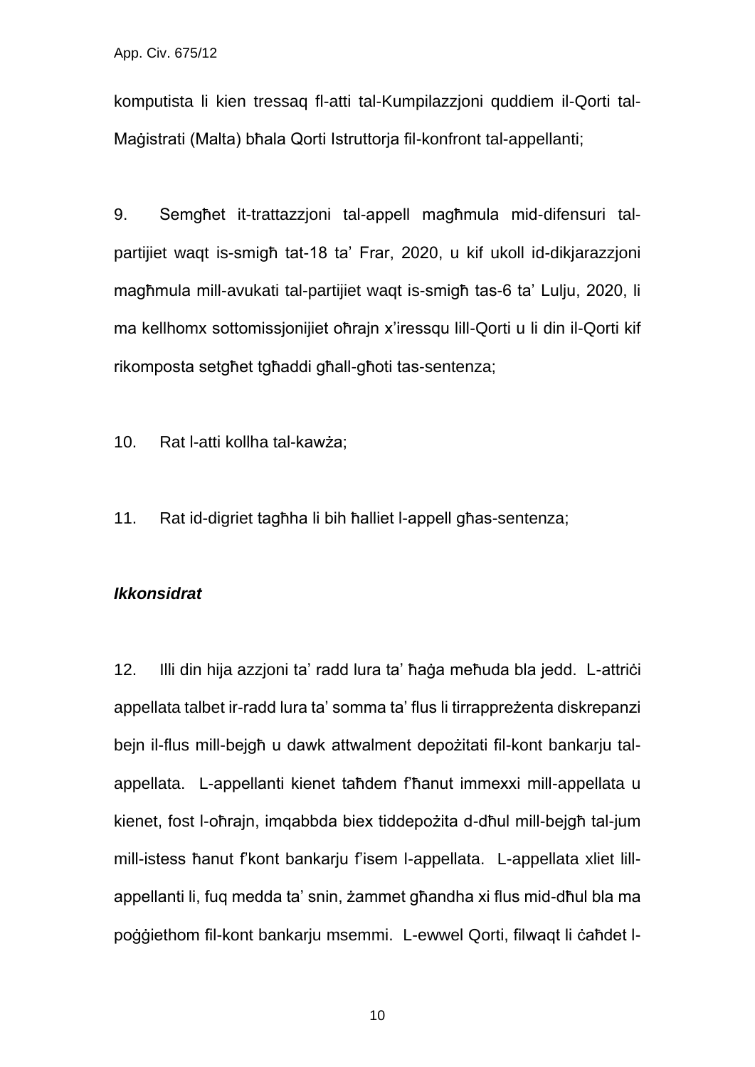komputista li kien tressaq fl-atti tal-Kumpilazzjoni quddiem il-Qorti tal-Maġistrati (Malta) bħala Qorti Istruttorja fil-konfront tal-appellanti;

9. Semgħet it-trattazzjoni tal-appell magħmula mid-difensuri tal-partijiet waqt is-smigħ tat-18 ta' Frar, 2020, u kif ukoll id-dikjarazzjoni magħmula mill-avukati tal-partijiet waqt is-smigħ tas-6 ta' Lulju, 2020, li ma kellhomx sottomissjonijiet oħrajn x'iressqu lill-Qorti u li din il-Qorti kif rikomposta setgħet tgħaddi għall-għoti tas-sentenza;

10. Rat l-atti kollha tal-kawża;

11. Rat id-digriet tagħha li bih ħalliet l-appell għas-sentenza;

***Ikkonsidrat***

12. Illi din hija azzjoni ta' radd lura ta' ħaġa meħuda bla jedd. L-attriċi appellata talbet ir-radd lura ta' somma ta' flus li tirrappreżenta diskrepanzi bejn il-flus mill-bejgħ u dawk attwalment depożitati fil-kont bankarju tal-appellata. L-appellanti kienet taħdem f'ħanut immexxi mill-appellata u kienet, fost l-oħrajn, imqabbda biex tiddepożita d-dħul mill-bejgħ tal-jum mill-istess ħanut f'kont bankarju f'isem l-appellata. L-appellata xliet lill-appellanti li, fuq medda ta' snin, żammet għandha xi flus mid-dħul bla ma poġġiethom fil-kont bankarju msemmi. L-ewwel Qorti, filwaqt li ċaħdet l-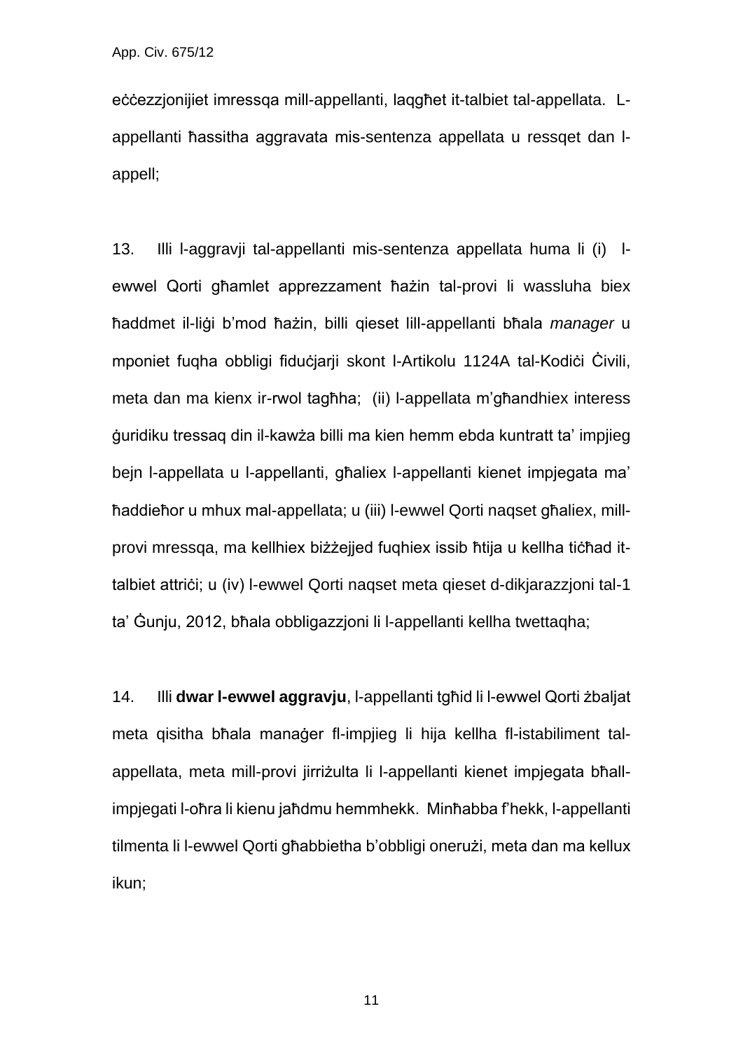eċċezzjonijiet imressqa mill-appellanti, laqgħet it-talbiet tal-appellata. L-appellanti ħassitha aggravata mis-sentenza appellata u ressqet dan l-appell;

13. Illi l-aggravji tal-appellanti mis-sentenza appellata huma li (i) l-ewwel Qorti għamlet apprezzament ħażin tal-provi li wassluha biex ħaddmet il-liġi b'mod ħażin, billi qieset lill-appellanti bħala *manager* u mponiet fuqha obbligi fiduċjarji skont l-Artikolu 1124A tal-Kodiċi Ċivili, meta dan ma kienx ir-rwol tagħha; (ii) l-appellata m'għandhiex interess ġuridiku tressaq din il-kawża billi ma kien hemm ebda kuntratt ta' impjieg bejn l-appellata u l-appellanti, għaliex l-appellanti kienet impjegata ma' ħaddieħor u mhux mal-appellata; u (iii) l-ewwel Qorti naqset għaliex, mill-provi mressqa, ma kellhiex biżżejjed fuqhiex issib ħtija u kellha tiċħad it-talbiet attriċi; u (iv) l-ewwel Qorti naqset meta qieset d-dikjarazzjoni tal-1 ta' Ġunju, 2012, bħala obbligazzjoni li l-appellanti kellha twettaqha;

14. Illi **dwar l-ewwel aggravju**, l-appellanti tgħid li l-ewwel Qorti żbaljat meta qisitha bħala manaġer fl-impjieg li hija kellha fl-istabiliment tal-appellata, meta mill-provi jirriżulta li l-appellanti kienet impjegata bħall-impjegati l-oħra li kienu jaħdmu hemmhekk. Minħabba f'hekk, l-appellanti tilmenta li l-ewwel Qorti għabbietha b'obbligi onerużi, meta dan ma kellux ikun;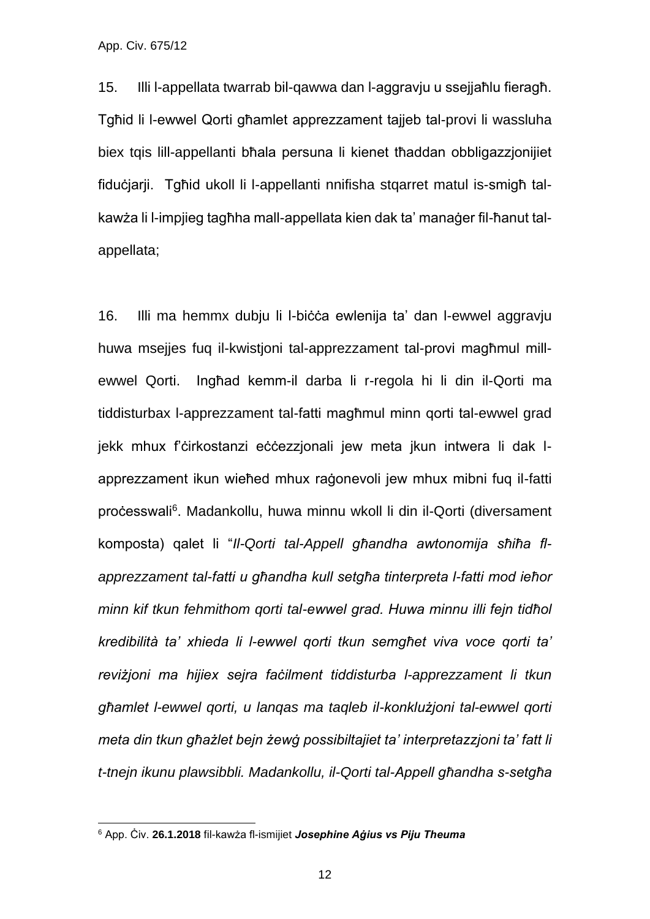15. Illi l-appellata twarrab bil-qawwa dan l-aggravju u ssejjaħlu fieragħ. Tgħid li l-ewwel Qorti għamlet apprezzament tajjeb tal-provi li wassluha biex tqis lill-appellanti bħala persuna li kienet tħaddan obbligazzjonijiet fiduċjarji. Tgħid ukoll li l-appellanti nnifisha stqarret matul is-smigħ tal-kawża li l-impjieg tagħha mall-appellata kien dak ta' manaġer fil-ħanut tal-appellata;

16. Illi ma hemmx dubju li l-biċċa ewlenija ta' dan l-ewwel aggravju huwa msejjes fuq il-kwistjoni tal-apprezzament tal-provi magħmul mill-ewwel Qorti. Ingħad kemm-il darba li r-regola hi li din il-Qorti ma tiddisturbax l-apprezzament tal-fatti magħmul minn qorti tal-ewwel grad jekk mhux f'ċirkostanzi eċċezzjonali jew meta jkun intwera li dak l-apprezzament ikun wieħed mhux raġonevoli jew mhux mibni fuq il-fatti proċesswali[6]. Madankollu, huwa minnu wkoll li din il-Qorti (diversament komposta) qalet li "*Il-Qorti tal-Appell għandha awtonomija sħiħa fl-apprezzament tal-fatti u għandha kull setgħa tinterpreta l-fatti mod ieħor minn kif tkun fehmithom qorti tal-ewwel grad. Huwa minnu illi fejn tidħol kredibilità ta' xhieda li l-ewwel qorti tkun semgħet viva voce qorti ta' reviżjoni ma hijiex sejra faċilment tiddisturba l-apprezzament li tkun għamlet l-ewwel qorti, u lanqas ma taqleb il-konklużjoni tal-ewwel qorti meta din tkun għażlet bejn żewġ possibiltajiet ta' interpretazzjoni ta' fatt li t-tnejn ikunu plawsibbli. Madankollu, il-Qorti tal-Appell għandha s-setgħa*

---

[6] App. Ċiv. **26.1.2018** fil-kawża fl-ismijiet ***Josephine Aġius vs Piju Theuma***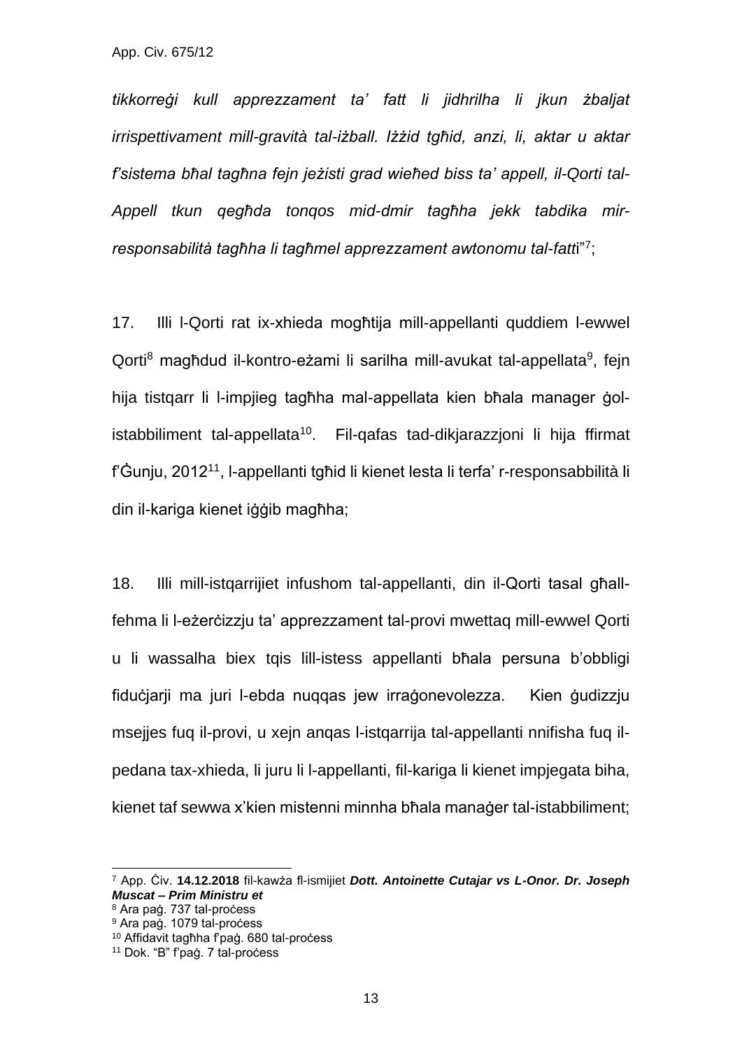*tikkorreġi kull apprezzament ta' fatt li jidhrilha li jkun żbaljat irrispettivament mill-gravità tal-iżball. Iżżid tgħid, anzi, li, aktar u aktar f'sistema bħal tagħna fejn jeżisti grad wieħed biss ta' appell, il-Qorti tal-Appell tkun qegħda tonqos mid-dmir tagħha jekk tabdika mir-responsabilità tagħha li tagħmel apprezzament awtonomu tal-fatt*i"[7];

17. Illi l-Qorti rat ix-xhieda mogħtija mill-appellanti quddiem l-ewwel Qorti[8] magħdud il-kontro-eżami li sarilha mill-avukat tal-appellata[9], fejn hija tistqarr li l-impjieg tagħha mal-appellata kien bħala manager ġol-istabbiliment tal-appellata[10]. Fil-qafas tad-dikjarazzjoni li hija ffirmat f'Ġunju, 2012[11], l-appellanti tgħid li kienet lesta li terfa' r-responsabbilità li din il-kariga kienet iġġib magħha;

18. Illi mill-istqarrijiet infushom tal-appellanti, din il-Qorti tasal għall-fehma li l-eżerċizzju ta' apprezzament tal-provi mwettaq mill-ewwel Qorti u li wassalha biex tqis lill-istess appellanti bħala persuna b'obbligi fiduċjarji ma juri l-ebda nuqqas jew irraġonevolezza. Kien ġudizzju msejjes fuq il-provi, u xejn anqas l-istqarrija tal-appellanti nnifisha fuq il-pedana tax-xhieda, li juru li l-appellanti, fil-kariga li kienet impjegata biha, kienet taf sewwa x'kien mistenni minnha bħala manaġer tal-istabbiliment;

---

[7] App. Ċiv. **14.12.2018** fil-kawża fl-ismijiet ***Dott. Antoinette Cutajar vs L-Onor. Dr. Joseph Muscat – Prim Ministru et***

[8] Ara paġ. 737 tal-proċess

[9] Ara paġ. 1079 tal-proċess

[10] Affidavit tagħha f'paġ. 680 tal-proċess

[11] Dok. "B" f'paġ. 7 tal-proċess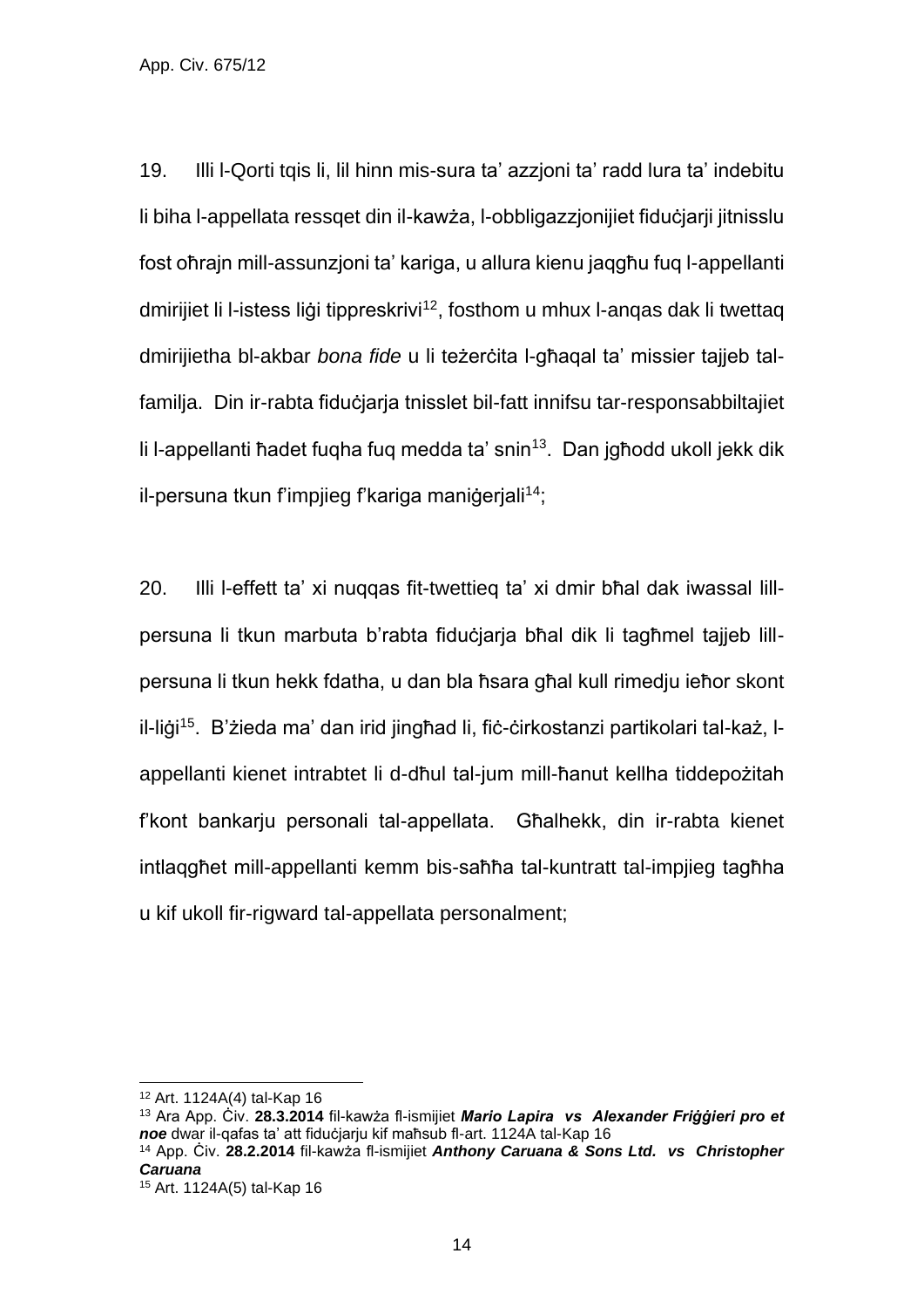19. Illi l-Qorti tqis li, lil hinn mis-sura ta' azzjoni ta' radd lura ta' indebitu li biha l-appellata ressqet din il-kawża, l-obbligazzjonijiet fiduċjarji jitnisslu fost oħrajn mill-assunzjoni ta' kariga, u allura kienu jaqgħu fuq l-appellanti dmirijiet li l-istess liġi tippreskrivi[12], fosthom u mhux l-anqas dak li twettaq dmirijietha bl-akbar *bona fide* u li teżerċita l-għaqal ta' missier tajjeb tal-familja. Din ir-rabta fiduċjarja tnisslet bil-fatt innifsu tar-responsabbiltajiet li l-appellanti ħadet fuqha fuq medda ta' snin[13]. Dan jgħodd ukoll jekk dik il-persuna tkun f'impjieg f'kariga maniġerjali[14];

20. Illi l-effett ta' xi nuqqas fit-twettieq ta' xi dmir bħal dak iwassal lill-persuna li tkun marbuta b'rabta fiduċjarja bħal dik li tagħmel tajjeb lill-persuna li tkun hekk fdatha, u dan bla ħsara għal kull rimedju ieħor skont il-liġi[15]. B'żieda ma' dan irid jingħad li, fiċ-ċirkostanzi partikolari tal-każ, l-appellanti kienet intrabtet li d-dħul tal-jum mill-ħanut kellha tiddepożitah f'kont bankarju personali tal-appellata. Għalhekk, din ir-rabta kienet intlaqgħet mill-appellanti kemm bis-saħħa tal-kuntratt tal-impjieg tagħha u kif ukoll fir-rigward tal-appellata personalment;

---

[12] Art. 1124A(4) tal-Kap 16

[13] Ara App. Ċiv. **28.3.2014** fil-kawża fl-ismijiet ***Mario Lapira vs Alexander Friġġieri pro et noe*** dwar il-qafas ta' att fiduċjarju kif maħsub fl-art. 1124A tal-Kap 16

[14] App. Ċiv. **28.2.2014** fil-kawża fl-ismijiet ***Anthony Caruana & Sons Ltd. vs Christopher Caruana***

[15] Art. 1124A(5) tal-Kap 16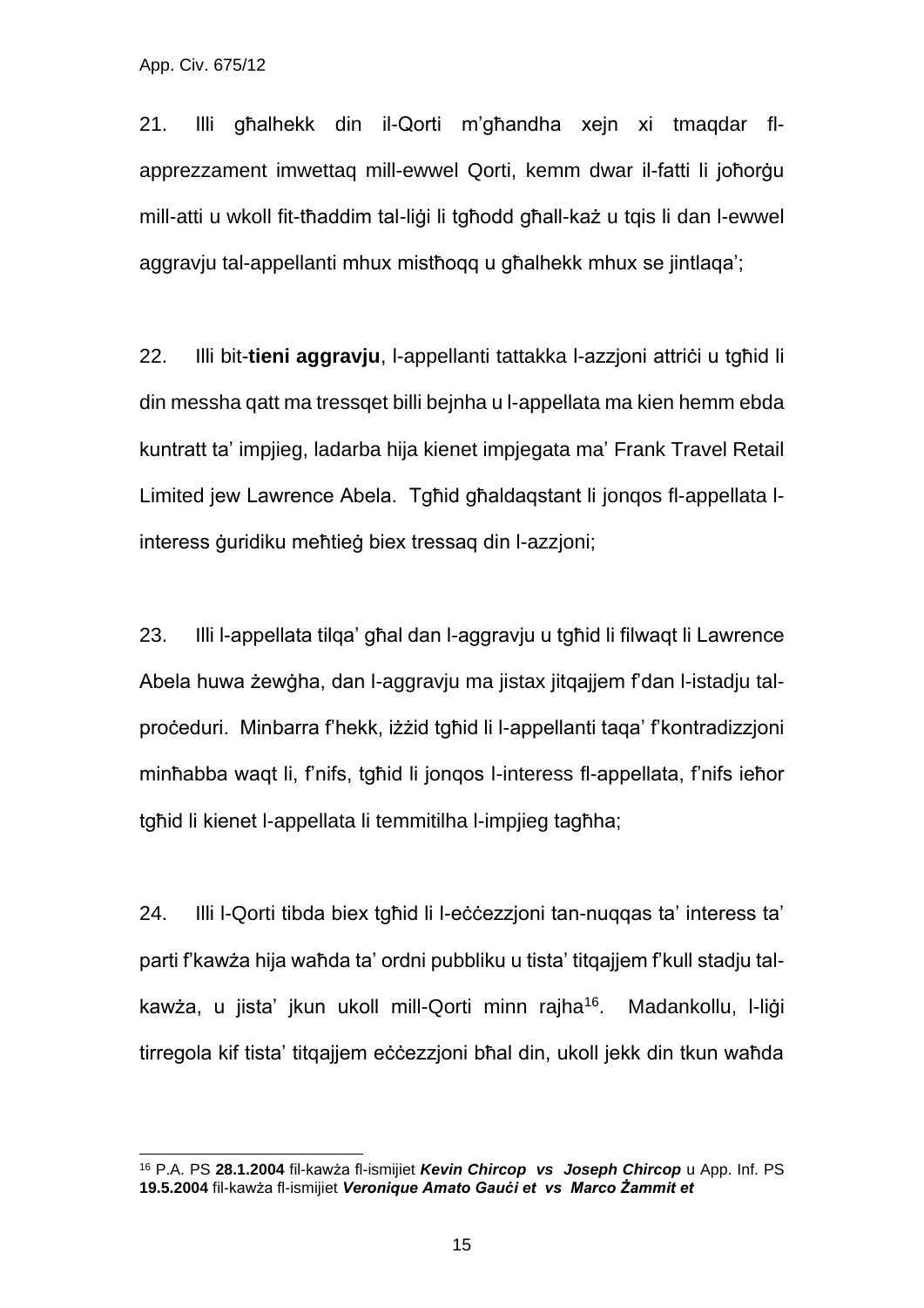21. Illi għalhekk din il-Qorti m'għandha xejn xi tmaqdar fl-apprezzament imwettaq mill-ewwel Qorti, kemm dwar il-fatti li joħorġu mill-atti u wkoll fit-tħaddim tal-liġi li tgħodd għall-każ u tqis li dan l-ewwel aggravju tal-appellanti mhux mistħoqq u għalhekk mhux se jintlaqa';

22. Illi bit-**tieni aggravju**, l-appellanti tattakka l-azzjoni attriċi u tgħid li din messha qatt ma tressqet billi bejnha u l-appellata ma kien hemm ebda kuntratt ta' impjieg, ladarba hija kienet impjegata ma' Frank Travel Retail Limited jew Lawrence Abela. Tgħid għaldaqstant li jonqos fl-appellata l-interess ġuridiku meħtieġ biex tressaq din l-azzjoni;

23. Illi l-appellata tilqa' għal dan l-aggravju u tgħid li filwaqt li Lawrence Abela huwa żewġha, dan l-aggravju ma jistax jitqajjem f'dan l-istadju tal-proċeduri. Minbarra f'hekk, iżżid tgħid li l-appellanti taqa' f'kontradizzjoni minħabba waqt li, f'nifs, tgħid li jonqos l-interess fl-appellata, f'nifs ieħor tgħid li kienet l-appellata li temmitilha l-impjieg tagħha;

24. Illi l-Qorti tibda biex tgħid li l-eċċezzjoni tan-nuqqas ta' interess ta' parti f'kawża hija waħda ta' ordni pubbliku u tista' titqajjem f'kull stadju tal-kawża, u jista' jkun ukoll mill-Qorti minn rajha[16]. Madankollu, l-liġi tirregola kif tista' titqajjem eċċezzjoni bħal din, ukoll jekk din tkun waħda

[16] P.A. PS **28.1.2004** fil-kawża fl-ismijiet ***Kevin Chircop vs Joseph Chircop*** u App. Inf. PS **19.5.2004** fil-kawża fl-ismijiet ***Veronique Amato Gauċi et vs Marco Żammit et***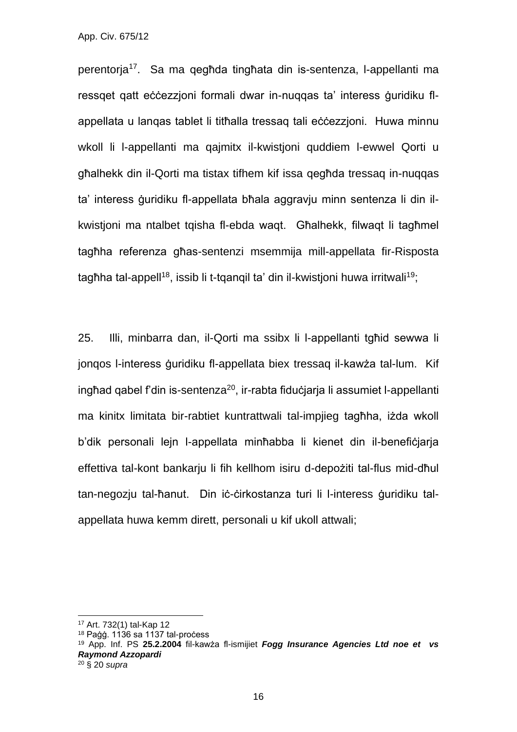perentorja[17]. Sa ma qegħda tingħata din is-sentenza, l-appellanti ma ressqet qatt eċċezzjoni formali dwar in-nuqqas ta' interess ġuridiku fl-appellata u lanqas tablet li titħalla tressaq tali eċċezzjoni. Huwa minnu wkoll li l-appellanti ma qajmitx il-kwistjoni quddiem l-ewwel Qorti u għalhekk din il-Qorti ma tistax tifhem kif issa qegħda tressaq in-nuqqas ta' interess ġuridiku fl-appellata bħala aggravju minn sentenza li din il-kwistjoni ma ntalbet tqisha fl-ebda waqt. Għalhekk, filwaqt li tagħmel tagħha referenza għas-sentenzi msemmija mill-appellata fir-Risposta tagħha tal-appell[18], issib li t-tqanqil ta' din il-kwistjoni huwa irritwali[19];

25. Illi, minbarra dan, il-Qorti ma ssibx li l-appellanti tgħid sewwa li jonqos l-interess ġuridiku fl-appellata biex tressaq il-kawża tal-lum. Kif ingħad qabel f'din is-sentenza[20], ir-rabta fiduċjarja li assumiet l-appellanti ma kinitx limitata bir-rabtiet kuntrattwali tal-impjieg tagħha, iżda wkoll b'dik personali lejn l-appellata minħabba li kienet din il-benefiċjarja effettiva tal-kont bankarju li fih kellhom isiru d-depożiti tal-flus mid-dħul tan-negozju tal-ħanut. Din iċ-ċirkostanza turi li l-interess ġuridiku tal-appellata huwa kemm dirett, personali u kif ukoll attwali;

---

[17] Art. 732(1) tal-Kap 12

[18] Paġġ. 1136 sa 1137 tal-proċess

[19] App. Inf. PS **25.2.2004** fil-kawża fl-ismijiet ***Fogg Insurance Agencies Ltd noe et vs Raymond Azzopardi***

[20] § 20 *supra*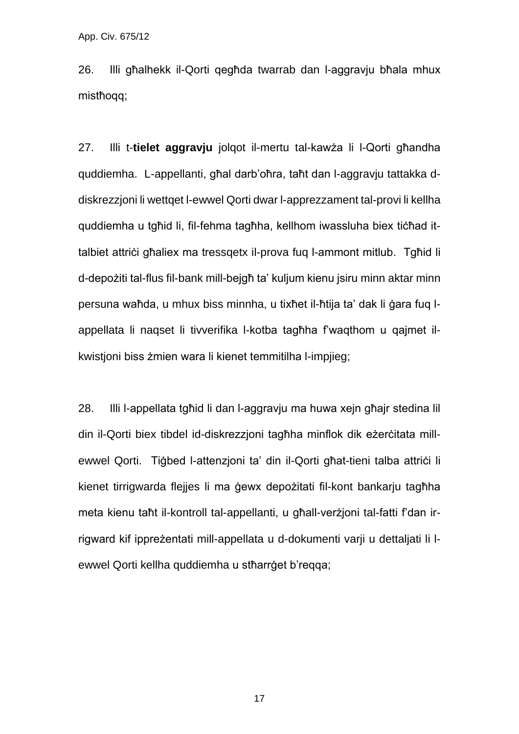26. Illi għalhekk il-Qorti qegħda twarrab dan l-aggravju bħala mhux mistħoqq;

27. Illi t-**tielet aggravju** jolqot il-mertu tal-kawża li l-Qorti għandha quddiemha. L-appellanti, għal darb'oħra, taħt dan l-aggravju tattakka d-diskrezzjoni li wettqet l-ewwel Qorti dwar l-apprezzament tal-provi li kellha quddiemha u tgħid li, fil-fehma tagħha, kellhom iwassluha biex tiċħad it-talbiet attriċi għaliex ma tressqetx il-prova fuq l-ammont mitlub. Tgħid li d-depożiti tal-flus fil-bank mill-bejgħ ta' kuljum kienu jsiru minn aktar minn persuna waħda, u mhux biss minnha, u tixħet il-ħtija ta' dak li ġara fuq l-appellata li naqset li tivverifika l-kotba tagħha f'waqthom u qajmet il-kwistjoni biss żmien wara li kienet temmitilha l-impjieg;

28. Illi l-appellata tgħid li dan l-aggravju ma huwa xejn għajr stedina lil din il-Qorti biex tibdel id-diskrezzjoni tagħha minflok dik eżerċitata mill-ewwel Qorti. Tiġbed l-attenzjoni ta' din il-Qorti għat-tieni talba attriċi li kienet tirrigwarda flejjes li ma ġewx depożitati fil-kont bankarju tagħha meta kienu taħt il-kontroll tal-appellanti, u għall-verżjoni tal-fatti f'dan ir-rigward kif ippreżentati mill-appellata u d-dokumenti varji u dettaljati li l-ewwel Qorti kellha quddiemha u stħarrġet b'reqqa;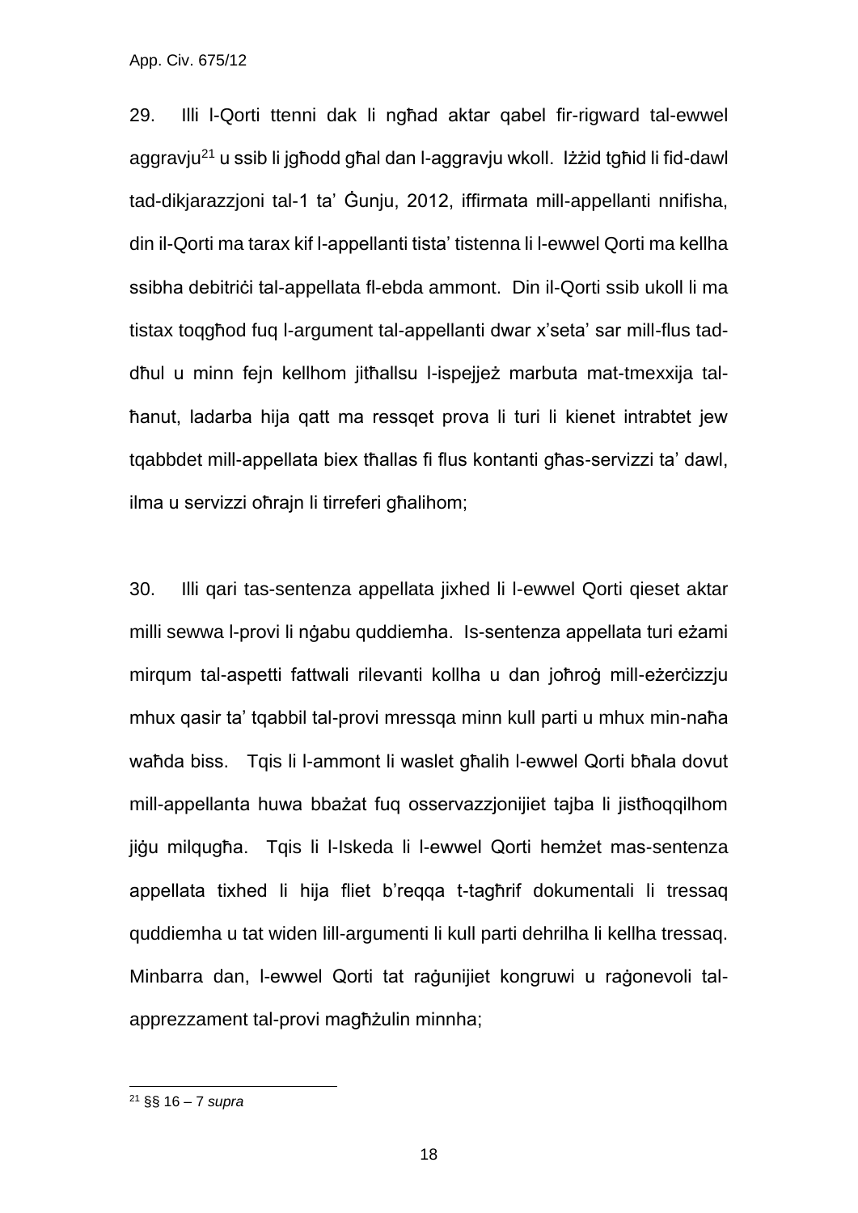29. Illi l-Qorti ttenni dak li ngħad aktar qabel fir-rigward tal-ewwel aggravju[21] u ssib li jgħodd għal dan l-aggravju wkoll. Iżżid tgħid li fid-dawl tad-dikjarazzjoni tal-1 ta' Ġunju, 2012, iffirmata mill-appellanti nnifisha, din il-Qorti ma tarax kif l-appellanti tista' tistenna li l-ewwel Qorti ma kellha ssibha debitriċi tal-appellata fl-ebda ammont. Din il-Qorti ssib ukoll li ma tistax toqgħod fuq l-argument tal-appellanti dwar x'seta' sar mill-flus tad-dħul u minn fejn kellhom jitħallsu l-ispejjeż marbuta mat-tmexxija tal-ħanut, ladarba hija qatt ma ressqet prova li turi li kienet intrabtet jew tqabbdet mill-appellata biex tħallas fi flus kontanti għas-servizzi ta' dawl, ilma u servizzi oħrajn li tirreferi għalihom;

30. Illi qari tas-sentenza appellata jixhed li l-ewwel Qorti qieset aktar milli sewwa l-provi li nġabu quddiemha. Is-sentenza appellata turi eżami mirqum tal-aspetti fattwali rilevanti kollha u dan joħroġ mill-eżerċizzju mhux qasir ta' tqabbil tal-provi mressqa minn kull parti u mhux min-naħa waħda biss. Tqis li l-ammont li waslet għalih l-ewwel Qorti bħala dovut mill-appellanta huwa bbażat fuq osservazzjonijiet tajba li jistħoqqilhom jiġu milqugħa. Tqis li l-Iskeda li l-ewwel Qorti hemżet mas-sentenza appellata tixhed li hija fliet b'reqqa t-tagħrif dokumentali li tressaq quddiemha u tat widen lill-argumenti li kull parti dehrilha li kellha tressaq. Minbarra dan, l-ewwel Qorti tat raġunijiet kongruwi u raġonevoli tal-apprezzament tal-provi magħżulin minnha;

[21] §§ 16 – 7 *supra*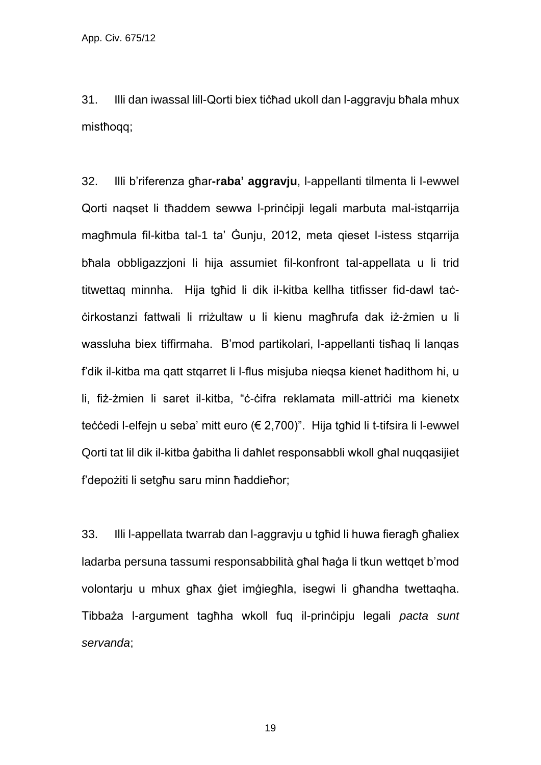31. Illi dan iwassal lill-Qorti biex tiċħad ukoll dan l-aggravju bħala mhux mistħoqq;

32. Illi b'riferenza għar**-raba' aggravju**, l-appellanti tilmenta li l-ewwel Qorti naqset li tħaddem sewwa l-prinċipji legali marbuta mal-istqarrija magħmula fil-kitba tal-1 ta' Ġunju, 2012, meta qieset l-istess stqarrija bħala obbligazzjoni li hija assumiet fil-konfront tal-appellata u li trid titwettaq minnha. Hija tgħid li dik il-kitba kellha titfisser fid-dawl taċ-ċirkostanzi fattwali li rriżultaw u li kienu magħrufa dak iż-żmien u li wassluha biex tiffirmaha. B'mod partikolari, l-appellanti tisħaq li lanqas f'dik il-kitba ma qatt stqarret li l-flus misjuba nieqsa kienet ħadithom hi, u li, fiż-żmien li saret il-kitba, "ċ-ċifra reklamata mill-attriċi ma kienetx teċċedi l-elfejn u seba' mitt euro (€ 2,700)". Hija tgħid li t-tifsira li l-ewwel Qorti tat lil dik il-kitba ġabitha li daħlet responsabbli wkoll għal nuqqasijiet f'depożiti li setgħu saru minn ħaddieħor;

33. Illi l-appellata twarrab dan l-aggravju u tgħid li huwa fieragħ għaliex ladarba persuna tassumi responsabbilità għal ħaġa li tkun wettqet b'mod volontarju u mhux għax ġiet imġiegħla, isegwi li għandha twettaqha. Tibbaża l-argument tagħha wkoll fuq il-prinċipju legali *pacta sunt servanda*;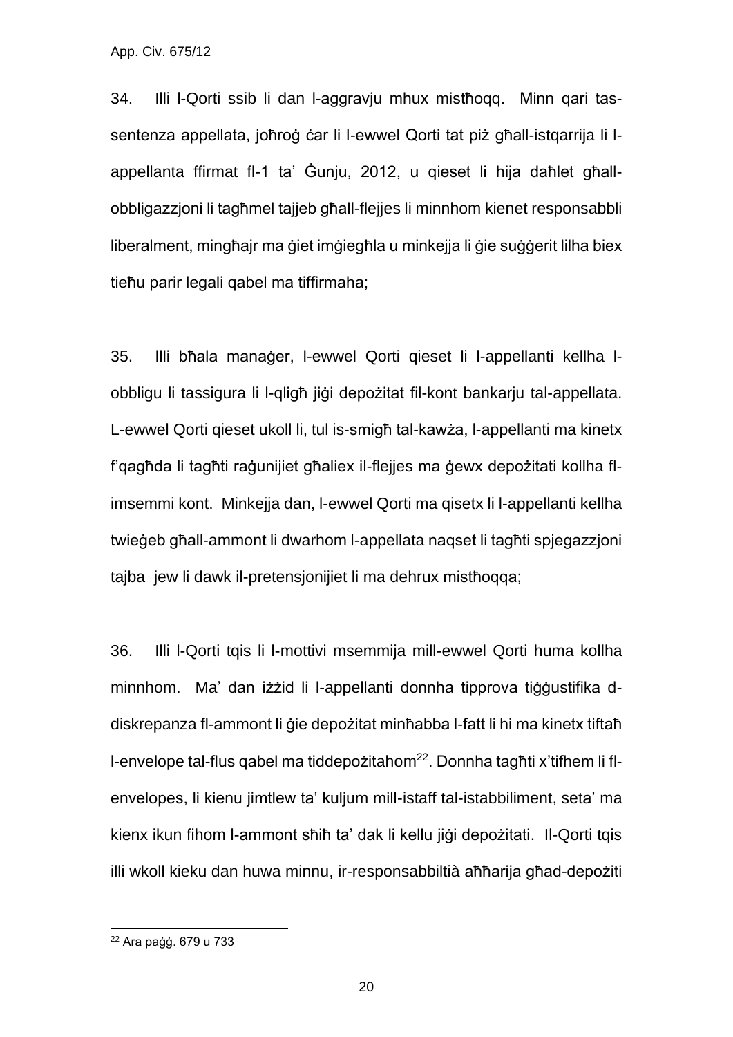34. Illi l-Qorti ssib li dan l-aggravju mhux mistħoqq. Minn qari tas-sentenza appellata, joħroġ ċar li l-ewwel Qorti tat piż għall-istqarrija li l-appellanta ffirmat fl-1 ta' Ġunju, 2012, u qieset li hija daħlet għall-obbligazzjoni li tagħmel tajjeb għall-flejjes li minnhom kienet responsabbli liberalment, mingħajr ma ġiet imġiegħla u minkejja li ġie suġġerit lilha biex tieħu parir legali qabel ma tiffirmaha;

35. Illi bħala manaġer, l-ewwel Qorti qieset li l-appellanti kellha l-obbligu li tassigura li l-qligħ jiġi depożitat fil-kont bankarju tal-appellata. L-ewwel Qorti qieset ukoll li, tul is-smigħ tal-kawża, l-appellanti ma kinetx f'qagħda li tagħti raġunijiet għaliex il-flejjes ma ġewx depożitati kollha fl-imsemmi kont. Minkejja dan, l-ewwel Qorti ma qisetx li l-appellanti kellha twieġeb għall-ammont li dwarhom l-appellata naqset li tagħti spjegazzjoni tajba jew li dawk il-pretensjonijiet li ma dehrux mistħoqqa;

36. Illi l-Qorti tqis li l-mottivi msemmija mill-ewwel Qorti huma kollha minnhom. Ma' dan iżżid li l-appellanti donnha tipprova tiġġustifika d-diskrepanza fl-ammont li ġie depożitat minħabba l-fatt li hi ma kinetx tiftaħ l-envelope tal-flus qabel ma tiddepożitahom[22]. Donnha tagħti x'tifhem li fl-envelopes, li kienu jimtlew ta' kuljum mill-istaff tal-istabbiliment, seta' ma kienx ikun fihom l-ammont sħiħ ta' dak li kellu jiġi depożitati. Il-Qorti tqis illi wkoll kieku dan huwa minnu, ir-responsabbiltià aħħarija għad-depożiti

[22] Ara paġġ. 679 u 733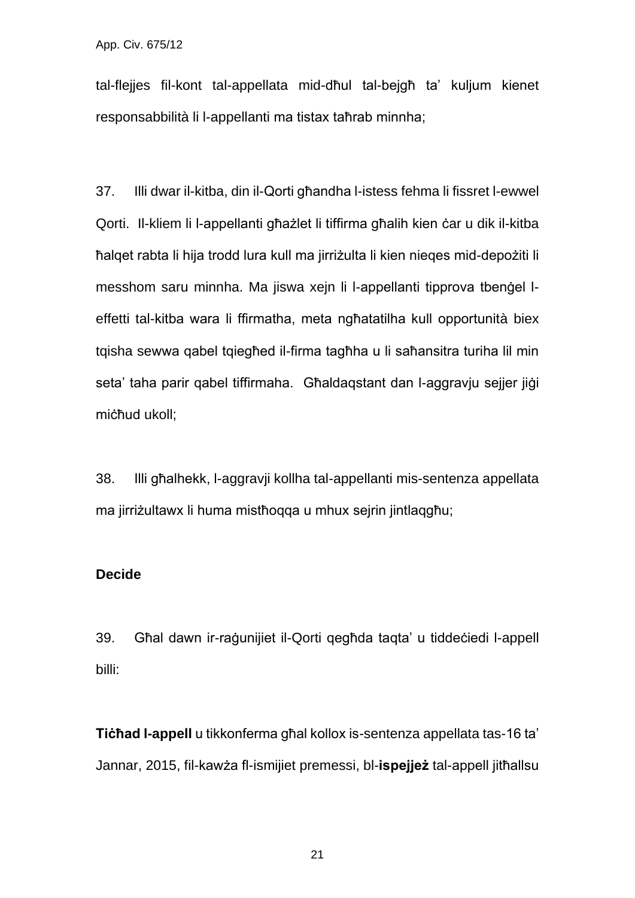tal-flejjes fil-kont tal-appellata mid-dħul tal-bejgħ ta' kuljum kienet responsabbiltà li l-appellanti ma tistax taħrab minnha;

37. Illi dwar il-kitba, din il-Qorti għandha l-istess fehma li fissret l-ewwel Qorti. Il-kliem li l-appellanti għażlet li tiffirma għalih kien ċar u dik il-kitba ħalqet rabta li hija trodd lura kull ma jirriżulta li kien nieqes mid-depożiti li messhom saru minnha. Ma jiswa xejn li l-appellanti tipprova tbenġel l-effetti tal-kitba wara li ffirmatha, meta ngħatatilha kull opportunità biex tqisha sewwa qabel tqiegħed il-firma tagħha u li saħansitra turiha lil min seta' taha parir qabel tiffirmaha. Għaldaqstant dan l-aggravju sejjer jiġi miċħud ukoll;

38. Illi għalhekk, l-aggravji kollha tal-appellanti mis-sentenza appellata ma jirriżultawx li huma mistħoqqa u mhux sejrin jintlaqgħu;

**Decide**

39. Għal dawn ir-raġunijiet il-Qorti qegħda taqta' u tiddeċiedi l-appell billi:

**Tiċħad l-appell** u tikkonferma għal kollox is-sentenza appellata tas-16 ta' Jannar, 2015, fil-kawża fl-ismijiet premessi, bl-**ispejjeż** tal-appell jitħallsu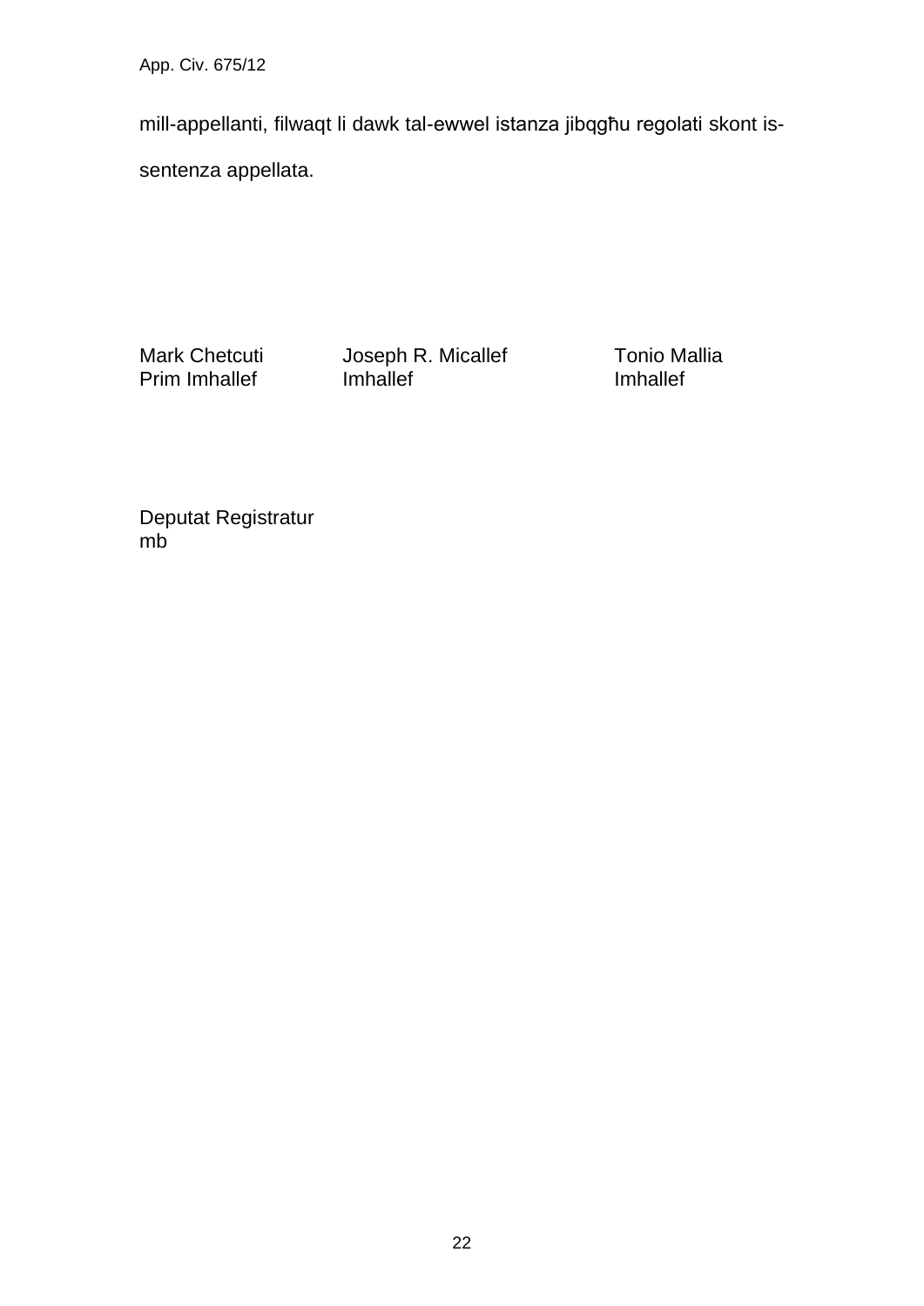mill-appellanti, filwaqt li dawk tal-ewwel istanza jibqgħu regolati skont is-sentenza appellata.

| | | |
|---|---|---|
| Mark Chetcuti<br>Prim Imhallef | Joseph R. Micallef<br>Imhallef | Tonio Mallia<br>Imhallef |

Deputat Registratur
mb